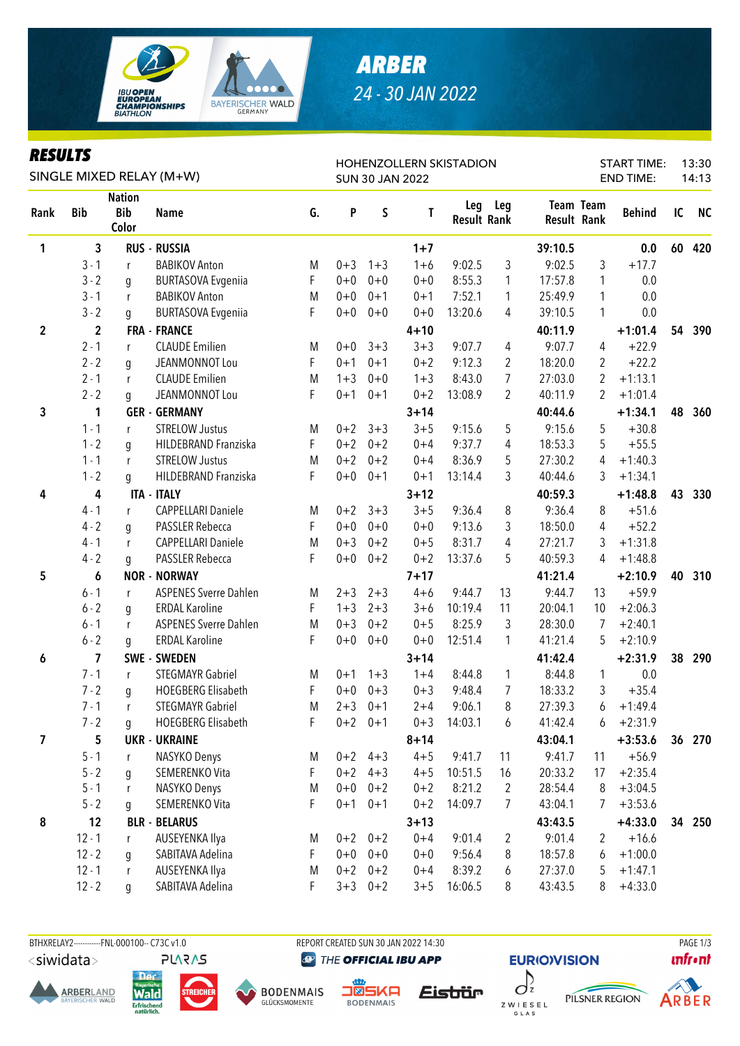# ARBER

## 24 - 30 JAN 2022

IBU OPEN EUROPEAN CHAMPIONSHIPS BIATHLON

## RESULTS

SINGLE MIXED RELAY (M+W)

HOHENZOLLERN SKISTADION
SUN 30 JAN 2022

START TIME: 13:30
END TIME: 14:13

| Rank | Bib | Nation Bib Color | Name | G. | P | S | T | Leg Result | Leg Rank | Team Result | Team Rank | Behind | IC | NC |
|---|---|---|---|---|---|---|---|---|---|---|---|---|---|---|
| 1 | 3 | | RUS - RUSSIA | | | | 1+7 | | | 39:10.5 | | 0.0 | 60 | 420 |
| | 3 - 1 | r | BABIKOV Anton | M | 0+3 | 1+3 | 1+6 | 9:02.5 | 3 | 9:02.5 | 3 | +17.7 | | |
| | 3 - 2 | g | BURTASOVA Evgeniia | F | 0+0 | 0+0 | 0+0 | 8:55.3 | 1 | 17:57.8 | 1 | 0.0 | | |
| | 3 - 1 | r | BABIKOV Anton | M | 0+0 | 0+1 | 0+1 | 7:52.1 | 1 | 25:49.9 | 1 | 0.0 | | |
| | 3 - 2 | g | BURTASOVA Evgeniia | F | 0+0 | 0+0 | 0+0 | 13:20.6 | 4 | 39:10.5 | 1 | 0.0 | | |
| 2 | 2 | | FRA - FRANCE | | | | 4+10 | | | 40:11.9 | | +1:01.4 | 54 | 390 |
| | 2 - 1 | r | CLAUDE Emilien | M | 0+0 | 3+3 | 3+3 | 9:07.7 | 4 | 9:07.7 | 4 | +22.9 | | |
| | 2 - 2 | g | JEANMONNOT Lou | F | 0+1 | 0+1 | 0+2 | 9:12.3 | 2 | 18:20.0 | 2 | +22.2 | | |
| | 2 - 1 | r | CLAUDE Emilien | M | 1+3 | 0+0 | 1+3 | 8:43.0 | 7 | 27:03.0 | 2 | +1:13.1 | | |
| | 2 - 2 | g | JEANMONNOT Lou | F | 0+1 | 0+1 | 0+2 | 13:08.9 | 2 | 40:11.9 | 2 | +1:01.4 | | |
| 3 | 1 | | GER - GERMANY | | | | 3+14 | | | 40:44.6 | | +1:34.1 | 48 | 360 |
| | 1 - 1 | r | STRELOW Justus | M | 0+2 | 3+3 | 3+5 | 9:15.6 | 5 | 9:15.6 | 5 | +30.8 | | |
| | 1 - 2 | g | HILDEBRAND Franziska | F | 0+2 | 0+2 | 0+4 | 9:37.7 | 4 | 18:53.3 | 5 | +55.5 | | |
| | 1 - 1 | r | STRELOW Justus | M | 0+2 | 0+2 | 0+4 | 8:36.9 | 5 | 27:30.2 | 4 | +1:40.3 | | |
| | 1 - 2 | g | HILDEBRAND Franziska | F | 0+0 | 0+1 | 0+1 | 13:14.4 | 3 | 40:44.6 | 3 | +1:34.1 | | |
| 4 | 4 | | ITA - ITALY | | | | 3+12 | | | 40:59.3 | | +1:48.8 | 43 | 330 |
| | 4 - 1 | r | CAPPELLARI Daniele | M | 0+2 | 3+3 | 3+5 | 9:36.4 | 8 | 9:36.4 | 8 | +51.6 | | |
| | 4 - 2 | g | PASSLER Rebecca | F | 0+0 | 0+0 | 0+0 | 9:13.6 | 3 | 18:50.0 | 4 | +52.2 | | |
| | 4 - 1 | r | CAPPELLARI Daniele | M | 0+3 | 0+2 | 0+5 | 8:31.7 | 4 | 27:21.7 | 3 | +1:31.8 | | |
| | 4 - 2 | g | PASSLER Rebecca | F | 0+0 | 0+2 | 0+2 | 13:37.6 | 5 | 40:59.3 | 4 | +1:48.8 | | |
| 5 | 6 | | NOR - NORWAY | | | | 7+17 | | | 41:21.4 | | +2:10.9 | 40 | 310 |
| | 6 - 1 | r | ASPENES Sverre Dahlen | M | 2+3 | 2+3 | 4+6 | 9:44.7 | 13 | 9:44.7 | 13 | +59.9 | | |
| | 6 - 2 | g | ERDAL Karoline | F | 1+3 | 2+3 | 3+6 | 10:19.4 | 11 | 20:04.1 | 10 | +2:06.3 | | |
| | 6 - 1 | r | ASPENES Sverre Dahlen | M | 0+3 | 0+2 | 0+5 | 8:25.9 | 3 | 28:30.0 | 7 | +2:40.1 | | |
| | 6 - 2 | g | ERDAL Karoline | F | 0+0 | 0+0 | 0+0 | 12:51.4 | 1 | 41:21.4 | 5 | +2:10.9 | | |
| 6 | 7 | | SWE - SWEDEN | | | | 3+14 | | | 41:42.4 | | +2:31.9 | 38 | 290 |
| | 7 - 1 | r | STEGMAYR Gabriel | M | 0+1 | 1+3 | 1+4 | 8:44.8 | 1 | 8:44.8 | 1 | 0.0 | | |
| | 7 - 2 | g | HOEGBERG Elisabeth | F | 0+0 | 0+3 | 0+3 | 9:48.4 | 7 | 18:33.2 | 3 | +35.4 | | |
| | 7 - 1 | r | STEGMAYR Gabriel | M | 2+3 | 0+1 | 2+4 | 9:06.1 | 8 | 27:39.3 | 6 | +1:49.4 | | |
| | 7 - 2 | g | HOEGBERG Elisabeth | F | 0+2 | 0+1 | 0+3 | 14:03.1 | 6 | 41:42.4 | 6 | +2:31.9 | | |
| 7 | 5 | | UKR - UKRAINE | | | | 8+14 | | | 43:04.1 | | +3:53.6 | 36 | 270 |
| | 5 - 1 | r | NASYKO Denys | M | 0+2 | 4+3 | 4+5 | 9:41.7 | 11 | 9:41.7 | 11 | +56.9 | | |
| | 5 - 2 | g | SEMERENKO Vita | F | 0+2 | 4+3 | 4+5 | 10:51.5 | 16 | 20:33.2 | 17 | +2:35.4 | | |
| | 5 - 1 | r | NASYKO Denys | M | 0+0 | 0+2 | 0+2 | 8:21.2 | 2 | 28:54.4 | 8 | +3:04.5 | | |
| | 5 - 2 | g | SEMERENKO Vita | F | 0+1 | 0+1 | 0+2 | 14:09.7 | 7 | 43:04.1 | 7 | +3:53.6 | | |
| 8 | 12 | | BLR - BELARUS | | | | 3+13 | | | 43:43.5 | | +4:33.0 | 34 | 250 |
| | 12 - 1 | r | AUSEYENKA Ilya | M | 0+2 | 0+2 | 0+4 | 9:01.4 | 2 | 9:01.4 | 2 | +16.6 | | |
| | 12 - 2 | g | SABITAVA Adelina | F | 0+0 | 0+0 | 0+0 | 9:56.4 | 8 | 18:57.8 | 6 | +1:00.0 | | |
| | 12 - 1 | r | AUSEYENKA Ilya | M | 0+2 | 0+2 | 0+4 | 8:39.2 | 6 | 27:37.0 | 5 | +1:47.1 | | |
| | 12 - 2 | g | SABITAVA Adelina | F | 3+3 | 0+2 | 3+5 | 16:06.5 | 8 | 43:43.5 | 8 | +4:33.0 | | |

BTHXRELAY2-----------FNL-000100-- C73C v1.0 REPORT CREATED SUN 30 JAN 2022 14:30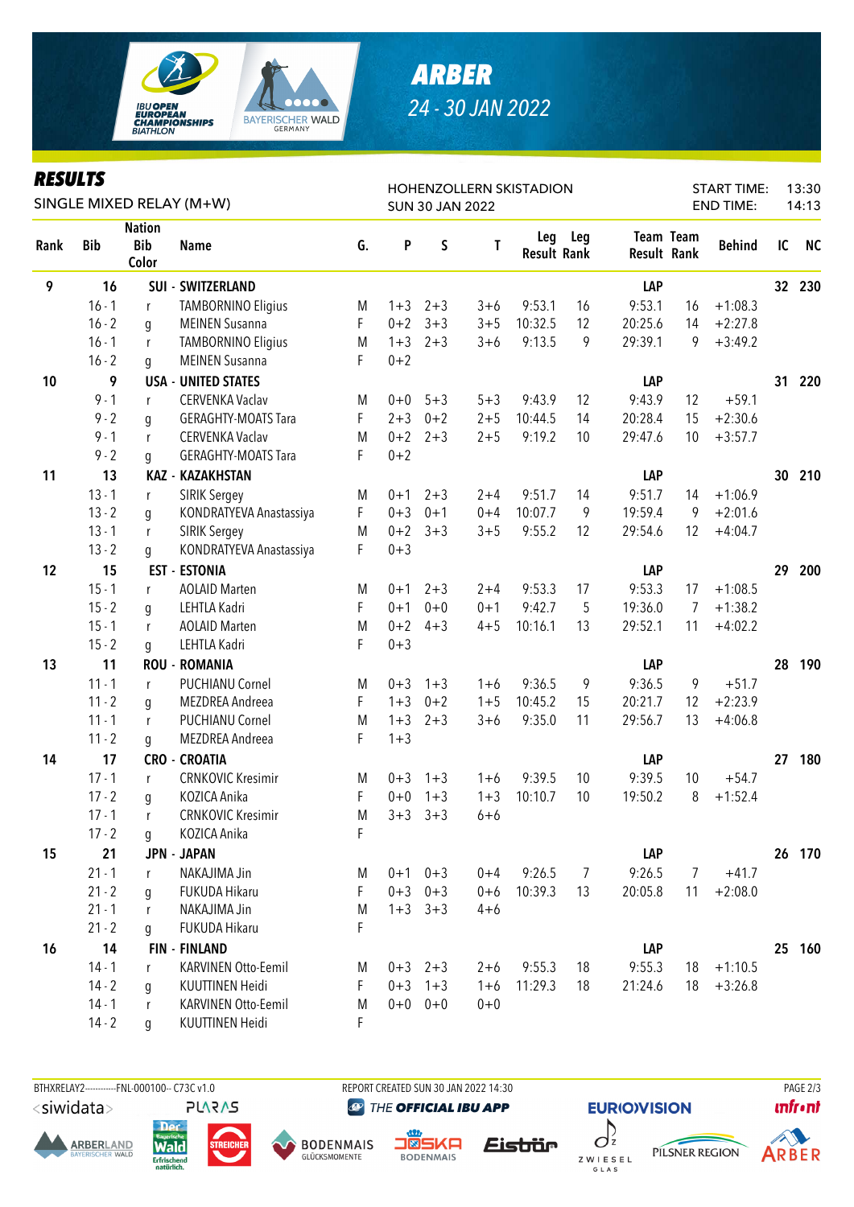# ARBER

## 24 - 30 JAN 2022

IBU OPEN EUROPEAN CHAMPIONSHIPS BIATHLON

## RESULTS

SINGLE MIXED RELAY (M+W)

HOHENZOLLERN SKISTADION
SUN 30 JAN 2022

START TIME: 13:30
END TIME: 14:13

| Rank | Bib | Nation Bib Color | Name | G. | P | S | T | Leg Result | Leg Rank | Team Result | Team Rank | Behind | IC | NC |
|---|---|---|---|---|---|---|---|---|---|---|---|---|---|---|
| 9 | 16 | | SUI - SWITZERLAND | | | | | | | LAP | | | 32 | 230 |
| | 16 - 1 | r | TAMBORNINO Eligius | M | 1+3 | 2+3 | 3+6 | 9:53.1 | 16 | 9:53.1 | 16 | +1:08.3 | | |
| | 16 - 2 | g | MEINEN Susanna | F | 0+2 | 3+3 | 3+5 | 10:32.5 | 12 | 20:25.6 | 14 | +2:27.8 | | |
| | 16 - 1 | r | TAMBORNINO Eligius | M | 1+3 | 2+3 | 3+6 | 9:13.5 | 9 | 29:39.1 | 9 | +3:49.2 | | |
| | 16 - 2 | g | MEINEN Susanna | F | 0+2 | | | | | | | | | |
| 10 | 9 | | USA - UNITED STATES | | | | | | | LAP | | | 31 | 220 |
| | 9 - 1 | r | CERVENKA Vaclav | M | 0+0 | 5+3 | 5+3 | 9:43.9 | 12 | 9:43.9 | 12 | +59.1 | | |
| | 9 - 2 | g | GERAGHTY-MOATS Tara | F | 2+3 | 0+2 | 2+5 | 10:44.5 | 14 | 20:28.4 | 15 | +2:30.6 | | |
| | 9 - 1 | r | CERVENKA Vaclav | M | 0+2 | 2+3 | 2+5 | 9:19.2 | 10 | 29:47.6 | 10 | +3:57.7 | | |
| | 9 - 2 | g | GERAGHTY-MOATS Tara | F | 0+2 | | | | | | | | | |
| 11 | 13 | | KAZ - KAZAKHSTAN | | | | | | | LAP | | | 30 | 210 |
| | 13 - 1 | r | SIRIK Sergey | M | 0+1 | 2+3 | 2+4 | 9:51.7 | 14 | 9:51.7 | 14 | +1:06.9 | | |
| | 13 - 2 | g | KONDRATYEVA Anastassiya | F | 0+3 | 0+1 | 0+4 | 10:07.7 | 9 | 19:59.4 | 9 | +2:01.6 | | |
| | 13 - 1 | r | SIRIK Sergey | M | 0+2 | 3+3 | 3+5 | 9:55.2 | 12 | 29:54.6 | 12 | +4:04.7 | | |
| | 13 - 2 | g | KONDRATYEVA Anastassiya | F | 0+3 | | | | | | | | | |
| 12 | 15 | | EST - ESTONIA | | | | | | | LAP | | | 29 | 200 |
| | 15 - 1 | r | AOLAID Marten | M | 0+1 | 2+3 | 2+4 | 9:53.3 | 17 | 9:53.3 | 17 | +1:08.5 | | |
| | 15 - 2 | g | LEHTLA Kadri | F | 0+1 | 0+0 | 0+1 | 9:42.7 | 5 | 19:36.0 | 7 | +1:38.2 | | |
| | 15 - 1 | r | AOLAID Marten | M | 0+2 | 4+3 | 4+5 | 10:16.1 | 13 | 29:52.1 | 11 | +4:02.2 | | |
| | 15 - 2 | g | LEHTLA Kadri | F | 0+3 | | | | | | | | | |
| 13 | 11 | | ROU - ROMANIA | | | | | | | LAP | | | 28 | 190 |
| | 11 - 1 | r | PUCHIANU Cornel | M | 0+3 | 1+3 | 1+6 | 9:36.5 | 9 | 9:36.5 | 9 | +51.7 | | |
| | 11 - 2 | g | MEZDREA Andreea | F | 1+3 | 0+2 | 1+5 | 10:45.2 | 15 | 20:21.7 | 12 | +2:23.9 | | |
| | 11 - 1 | r | PUCHIANU Cornel | M | 1+3 | 2+3 | 3+6 | 9:35.0 | 11 | 29:56.7 | 13 | +4:06.8 | | |
| | 11 - 2 | g | MEZDREA Andreea | F | 1+3 | | | | | | | | | |
| 14 | 17 | | CRO - CROATIA | | | | | | | LAP | | | 27 | 180 |
| | 17 - 1 | r | CRNKOVIC Kresimir | M | 0+3 | 1+3 | 1+6 | 9:39.5 | 10 | 9:39.5 | 10 | +54.7 | | |
| | 17 - 2 | g | KOZICA Anika | F | 0+0 | 1+3 | 1+3 | 10:10.7 | 10 | 19:50.2 | 8 | +1:52.4 | | |
| | 17 - 1 | r | CRNKOVIC Kresimir | M | 3+3 | 3+3 | 6+6 | | | | | | | |
| | 17 - 2 | g | KOZICA Anika | F | | | | | | | | | | |
| 15 | 21 | | JPN - JAPAN | | | | | | | LAP | | | 26 | 170 |
| | 21 - 1 | r | NAKAJIMA Jin | M | 0+1 | 0+3 | 0+4 | 9:26.5 | 7 | 9:26.5 | 7 | +41.7 | | |
| | 21 - 2 | g | FUKUDA Hikaru | F | 0+3 | 0+3 | 0+6 | 10:39.3 | 13 | 20:05.8 | 11 | +2:08.0 | | |
| | 21 - 1 | r | NAKAJIMA Jin | M | 1+3 | 3+3 | 4+6 | | | | | | | |
| | 21 - 2 | g | FUKUDA Hikaru | F | | | | | | | | | | |
| 16 | 14 | | FIN - FINLAND | | | | | | | LAP | | | 25 | 160 |
| | 14 - 1 | r | KARVINEN Otto-Eemil | M | 0+3 | 2+3 | 2+6 | 9:55.3 | 18 | 9:55.3 | 18 | +1:10.5 | | |
| | 14 - 2 | g | KUUTTINEN Heidi | F | 0+3 | 1+3 | 1+6 | 11:29.3 | 18 | 21:24.6 | 18 | +3:26.8 | | |
| | 14 - 1 | r | KARVINEN Otto-Eemil | M | 0+0 | 0+0 | 0+0 | | | | | | | |
| | 14 - 2 | g | KUUTTINEN Heidi | F | | | | | | | | | | |

BTHXRELAY2-----------FNL-000100-- C73C v1.0 REPORT CREATED SUN 30 JAN 2022 14:30

<siwidata> PLARAS THE OFFICIAL IBU APP EURIOVISION unfront

ARBERLAND Der Bayerische Wald STREICHER BODENMAIS JOSKA Eisbär ZWIESEL PILSNER REGION ARBER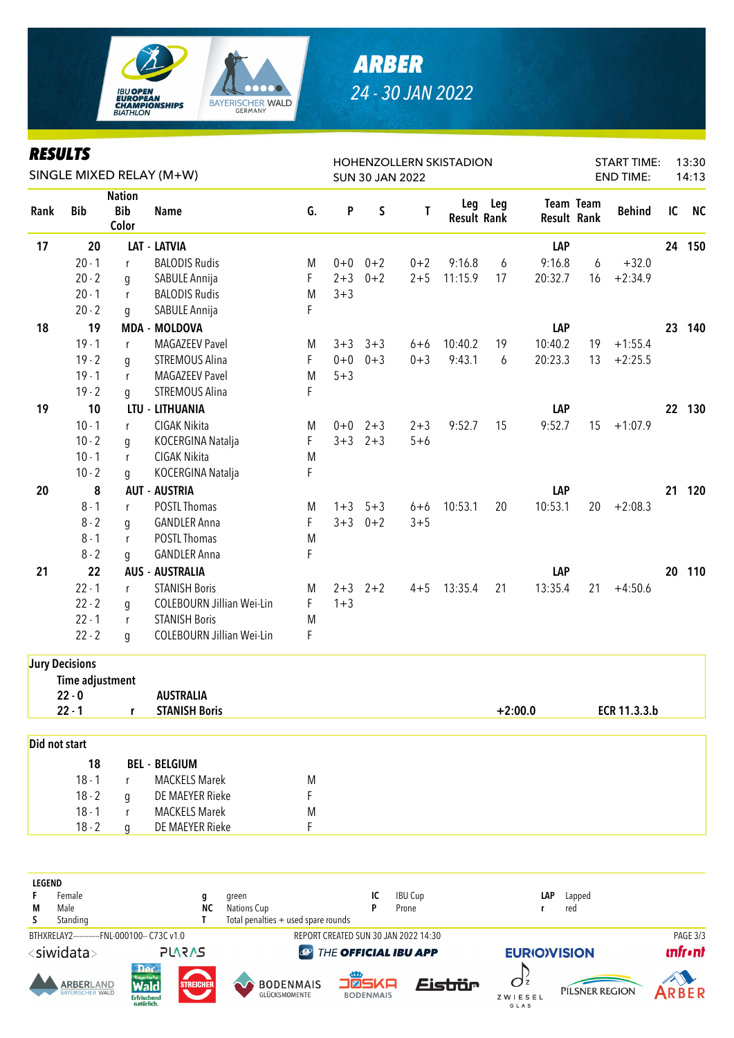# ARBER

24 - 30 JAN 2022

## RESULTS

SINGLE MIXED RELAY (M+W)

HOHENZOLLERN SKISTADION
SUN 30 JAN 2022

START TIME: 13:30
END TIME: 14:13

| Rank | Bib | Nation Bib Color | Name | G. | P | S | T | Leg Result | Leg Rank | Team Result | Team Rank | Behind | IC | NC |
|---|---|---|---|---|---|---|---|---|---|---|---|---|---|---|
| 17 | 20 | LAT - LATVIA | | | | | | | | LAP | | | 24 | 150 |
| | 20 - 1 | r | BALODIS Rudis | M | 0+0 | 0+2 | 0+2 | 9:16.8 | 6 | 9:16.8 | 6 | +32.0 | | |
| | 20 - 2 | g | SABULE Annija | F | 2+3 | 0+2 | 2+5 | 11:15.9 | 17 | 20:32.7 | 16 | +2:34.9 | | |
| | 20 - 1 | r | BALODIS Rudis | M | 3+3 | | | | | | | | | |
| | 20 - 2 | g | SABULE Annija | F | | | | | | | | | | |
| 18 | 19 | MDA - MOLDOVA | | | | | | | | LAP | | | 23 | 140 |
| | 19 - 1 | r | MAGAZEEV Pavel | M | 3+3 | 3+3 | 6+6 | 10:40.2 | 19 | 10:40.2 | 19 | +1:55.4 | | |
| | 19 - 2 | g | STREMOUS Alina | F | 0+0 | 0+3 | 0+3 | 9:43.1 | 6 | 20:23.3 | 13 | +2:25.5 | | |
| | 19 - 1 | r | MAGAZEEV Pavel | M | 5+3 | | | | | | | | | |
| | 19 - 2 | g | STREMOUS Alina | F | | | | | | | | | | |
| 19 | 10 | LTU - LITHUANIA | | | | | | | | LAP | | | 22 | 130 |
| | 10 - 1 | r | CIGAK Nikita | M | 0+0 | 2+3 | 2+3 | 9:52.7 | 15 | 9:52.7 | 15 | +1:07.9 | | |
| | 10 - 2 | g | KOCERGINA Natalja | F | 3+3 | 2+3 | 5+6 | | | | | | | |
| | 10 - 1 | r | CIGAK Nikita | M | | | | | | | | | | |
| | 10 - 2 | g | KOCERGINA Natalja | F | | | | | | | | | | |
| 20 | 8 | AUT - AUSTRIA | | | | | | | | LAP | | | 21 | 120 |
| | 8 - 1 | r | POSTL Thomas | M | 1+3 | 5+3 | 6+6 | 10:53.1 | 20 | 10:53.1 | 20 | +2:08.3 | | |
| | 8 - 2 | g | GANDLER Anna | F | 3+3 | 0+2 | 3+5 | | | | | | | |
| | 8 - 1 | r | POSTL Thomas | M | | | | | | | | | | |
| | 8 - 2 | g | GANDLER Anna | F | | | | | | | | | | |
| 21 | 22 | AUS - AUSTRALIA | | | | | | | | LAP | | | 20 | 110 |
| | 22 - 1 | r | STANISH Boris | M | 2+3 | 2+2 | 4+5 | 13:35.4 | 21 | 13:35.4 | 21 | +4:50.6 | | |
| | 22 - 2 | g | COLEBOURN Jillian Wei-Lin | F | 1+3 | | | | | | | | | |
| | 22 - 1 | r | STANISH Boris | M | | | | | | | | | | |
| | 22 - 2 | g | COLEBOURN Jillian Wei-Lin | F | | | | | | | | | | |

**Jury Decisions**

**Time adjustment**

| | | | | |
|---|---|---|---|---|
| **22 - 0** | | **AUSTRALIA** | | |
| **22 - 1** | **r** | **STANISH Boris** | **+2:00.0** | **ECR 11.3.3.b** |

**Did not start**

| | | | |
|---|---|---|---|
| **18** | **BEL - BELGIUM** | | |
| 18 - 1 | r | MACKELS Marek | M |
| 18 - 2 | g | DE MAEYER Rieke | F |
| 18 - 1 | r | MACKELS Marek | M |
| 18 - 2 | g | DE MAEYER Rieke | F |

LEGEND

| | | | | | | | |
|---|---|---|---|---|---|---|---|
| F | Female | g | green | IC | IBU Cup | LAP | Lapped |
| M | Male | NC | Nations Cup | P | Prone | r | red |
| S | Standing | T | Total penalties + used spare rounds | | | | |

BTHXRELAY2-----------FNL-000100-- C73C v1.0    REPORT CREATED SUN 30 JAN 2022 14:30